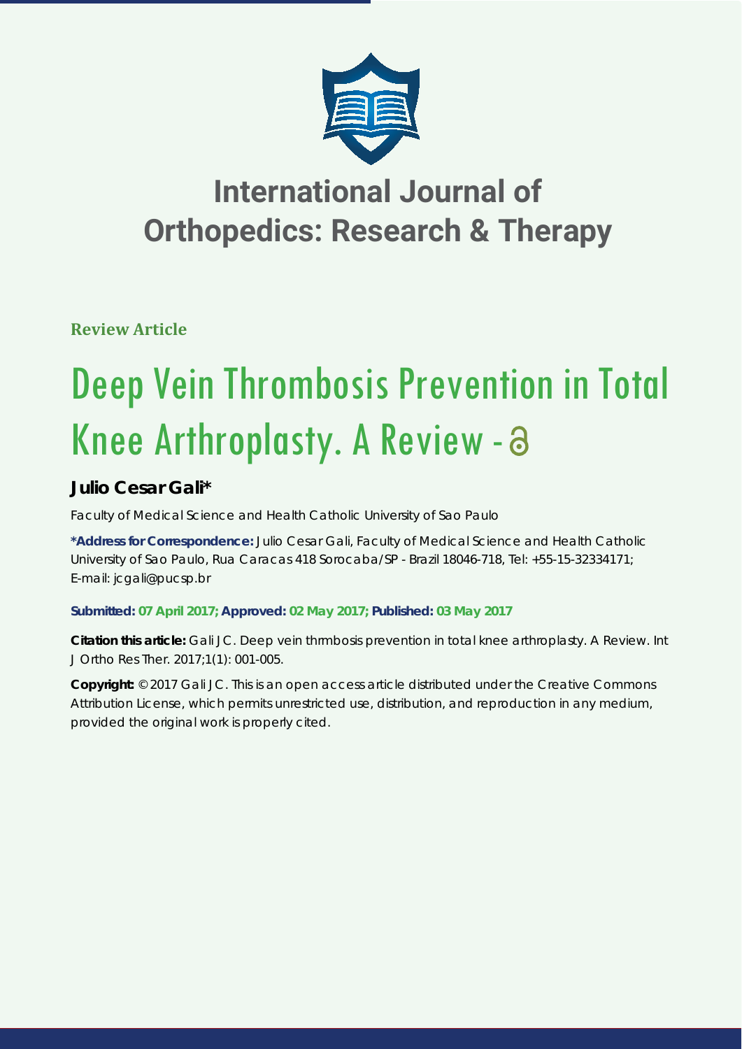# International Journal of Orthopedics: Research & Therapy

**Review Article**

# Deep Vein Thrombosis Prevention in Total Knee Arthroplasty. A Review -

**Julio Cesar Gali***

Faculty of Medical Science and Health Catholic University of Sao Paulo

**\*Address for Correspondence:** Julio Cesar Gali, Faculty of Medical Science and Health Catholic University of Sao Paulo, Rua Caracas 418 Sorocaba/SP - Brazil 18046-718, Tel: +55-15-32334171; E-mail: jcgali@pucsp.br

**Submitted: 07 April 2017; Approved: 02 May 2017; Published: 03 May 2017**

**Citation this article:** Gali JC. Deep vein thrmbosis prevention in total knee arthroplasty. A Review. Int J Ortho Res Ther. 2017;1(1): 001-005.

**Copyright:** © 2017 Gali JC. This is an open access article distributed under the Creative Commons Attribution License, which permits unrestricted use, distribution, and reproduction in any medium, provided the original work is properly cited.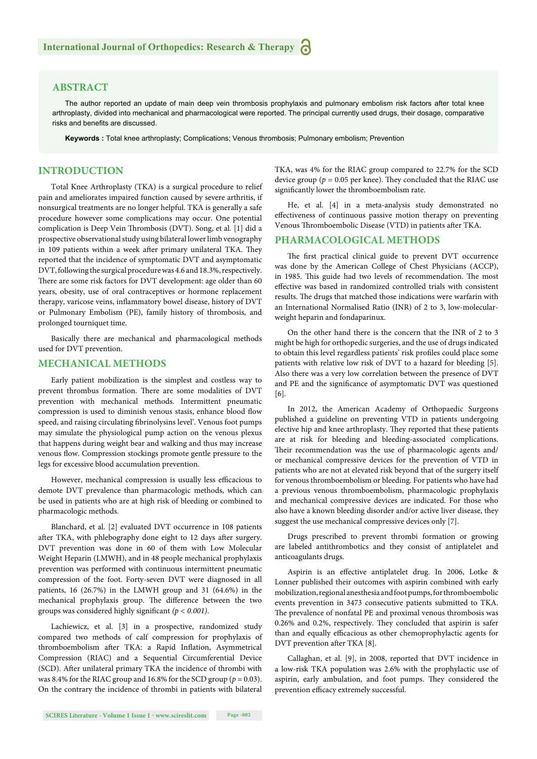## ABSTRACT

The author reported an update of main deep vein thrombosis prophylaxis and pulmonary embolism risk factors after total knee arthroplasty, divided into mechanical and pharmacological were reported. The principal currently used drugs, their dosage, comparative risks and benefits are discussed.

**Keywords :** Total knee arthroplasty; Complications; Venous thrombosis; Pulmonary embolism; Prevention

## INTRODUCTION

Total Knee Arthroplasty (TKA) is a surgical procedure to relief pain and ameliorates impaired function caused by severe arthritis, if nonsurgical treatments are no longer helpful. TKA is generally a safe procedure however some complications may occur. One potential complication is Deep Vein Thrombosis (DVT). Song, et al. [1] did a prospective observational study using bilateral lower limb venography in 109 patients within a week after primary unilateral TKA. They reported that the incidence of symptomatic DVT and asymptomatic DVT, following the surgical procedure was 4.6 and 18.3%, respectively. There are some risk factors for DVT development: age older than 60 years, obesity, use of oral contraceptives or hormone replacement therapy, varicose veins, inflammatory bowel disease, history of DVT or Pulmonary Embolism (PE), family history of thrombosis, and prolonged tourniquet time.

Basically there are mechanical and pharmacological methods used for DVT prevention.

## MECHANICAL METHODS

Early patient mobilization is the simplest and costless way to prevent thrombus formation. There are some modalities of DVT prevention with mechanical methods. Intermittent pneumatic compression is used to diminish venous stasis, enhance blood flow speed, and raising circulating fibrinolysins level'. Venous foot pumps may simulate the physiological pump action on the venous plexus that happens during weight bear and walking and thus may increase venous flow. Compression stockings promote gentle pressure to the legs for excessive blood accumulation prevention.

However, mechanical compression is usually less efficacious to demote DVT prevalence than pharmacologic methods, which can be used in patients who are at high risk of bleeding or combined to pharmacologic methods.

Blanchard, et al. [2] evaluated DVT occurrence in 108 patients after TKA, with phlebography done eight to 12 days after surgery. DVT prevention was done in 60 of them with Low Molecular Weight Heparin (LMWH), and in 48 people mechanical prophylaxis prevention was performed with continuous intermittent pneumatic compression of the foot. Forty-seven DVT were diagnosed in all patients, 16 (26.7%) in the LMWH group and 31 (64.6%) in the mechanical prophylaxis group. The difference between the two groups was considered highly significant *($p < 0.001$).*

Lachiewicz, et al. [3] in a prospective, randomized study compared two methods of calf compression for prophylaxis of thromboembolism after TKA: a Rapid Inflation, Asymmetrical Compression (RIAC) and a Sequential Circumferential Device (SCD). After unilateral primary TKA the incidence of thrombi with was 8.4% for the RIAC group and 16.8% for the SCD group ($p = 0.03$). On the contrary the incidence of thrombi in patients with bilateral TKA, was 4% for the RIAC group compared to 22.7% for the SCD device group ($p = 0.05$ per knee). They concluded that the RIAC use significantly lower the thromboembolism rate.

He, et al. [4] in a meta-analysis study demonstrated no effectiveness of continuous passive motion therapy on preventing Venous Thromboembolic Disease (VTD) in patients after TKA.

## PHARMACOLOGICAL METHODS

The first practical clinical guide to prevent DVT occurrence was done by the American College of Chest Physicians (ACCP), in 1985. This guide had two levels of recommendation. The most effective was based in randomized controlled trials with consistent results. The drugs that matched those indications were warfarin with an International Normalised Ratio (INR) of 2 to 3, low-molecular-weight heparin and fondaparinux.

On the other hand there is the concern that the INR of 2 to 3 might be high for orthopedic surgeries, and the use of drugs indicated to obtain this level regardless patients' risk profiles could place some patients with relative low risk of DVT to a hazard for bleeding [5]. Also there was a very low correlation between the presence of DVT and PE and the significance of asymptomatic DVT was questioned [6].

In 2012, the American Academy of Orthopaedic Surgeons published a guideline on preventing VTD in patients undergoing elective hip and knee arthroplasty. They reported that these patients are at risk for bleeding and bleeding-associated complications. Their recommendation was the use of pharmacologic agents and/or mechanical compressive devices for the prevention of VTD in patients who are not at elevated risk beyond that of the surgery itself for venous thromboembolism or bleeding. For patients who have had a previous venous thromboembolism, pharmacologic prophylaxis and mechanical compressive devices are indicated. For those who also have a known bleeding disorder and/or active liver disease, they suggest the use mechanical compressive devices only [7].

Drugs prescribed to prevent thrombi formation or growing are labeled antithrombotics and they consist of antiplatelet and anticoagulants drugs.

Aspirin is an effective antiplatelet drug. In 2006, Lotke & Lonner published their outcomes with aspirin combined with early mobilization, regional anesthesia and foot pumps, for thromboembolic events prevention in 3473 consecutive patients submitted to TKA. The prevalence of nonfatal PE and proximal venous thrombosis was 0.26% and 0.2%, respectively. They concluded that aspirin is safer than and equally efficacious as other chemoprophylactic agents for DVT prevention after TKA [8].

Callaghan, et al. [9], in 2008, reported that DVT incidence in a low-risk TKA population was 2.6% with the prophylactic use of aspirin, early ambulation, and foot pumps. They considered the prevention efficacy extremely successful.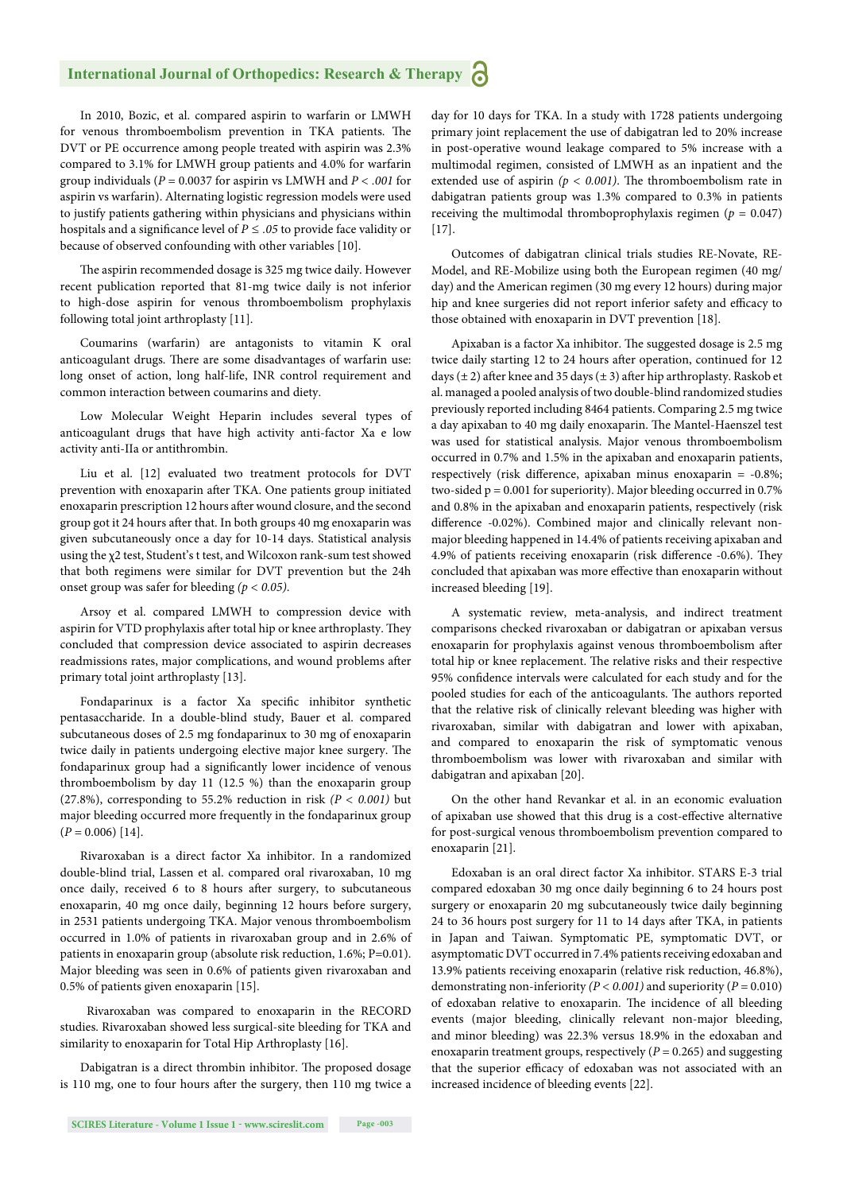In 2010, Bozic, et al. compared aspirin to warfarin or LMWH for venous thromboembolism prevention in TKA patients. The DVT or PE occurrence among people treated with aspirin was 2.3% compared to 3.1% for LMWH group patients and 4.0% for warfarin group individuals ($P = 0.0037$ for aspirin vs LMWH and $P < .001$ for aspirin vs warfarin). Alternating logistic regression models were used to justify patients gathering within physicians and physicians within hospitals and a significance level of $P \leq .05$ to provide face validity or because of observed confounding with other variables [10].

The aspirin recommended dosage is 325 mg twice daily. However recent publication reported that 81-mg twice daily is not inferior to high-dose aspirin for venous thromboembolism prophylaxis following total joint arthroplasty [11].

Coumarins (warfarin) are antagonists to vitamin K oral anticoagulant drugs. There are some disadvantages of warfarin use: long onset of action, long half-life, INR control requirement and common interaction between coumarins and diety.

Low Molecular Weight Heparin includes several types of anticoagulant drugs that have high activity anti-factor Xa e low activity anti-IIa or antithrombin.

Liu et al. [12] evaluated two treatment protocols for DVT prevention with enoxaparin after TKA. One patients group initiated enoxaparin prescription 12 hours after wound closure, and the second group got it 24 hours after that. In both groups 40 mg enoxaparin was given subcutaneously once a day for 10-14 days. Statistical analysis using the $\chi 2$ test, Student's t test, and Wilcoxon rank-sum test showed that both regimens were similar for DVT prevention but the 24h onset group was safer for bleeding *($p < 0.05$)*.

Arsoy et al. compared LMWH to compression device with aspirin for VTD prophylaxis after total hip or knee arthroplasty. They concluded that compression device associated to aspirin decreases readmissions rates, major complications, and wound problems after primary total joint arthroplasty [13].

Fondaparinux is a factor Xa specific inhibitor synthetic pentasaccharide. In a double-blind study, Bauer et al. compared subcutaneous doses of 2.5 mg fondaparinux to 30 mg of enoxaparin twice daily in patients undergoing elective major knee surgery. The fondaparinux group had a significantly lower incidence of venous thromboembolism by day 11 (12.5 %) than the enoxaparin group (27.8%), corresponding to 55.2% reduction in risk *($P < 0.001$)* but major bleeding occurred more frequently in the fondaparinux group ($P = 0.006$) [14].

Rivaroxaban is a direct factor Xa inhibitor. In a randomized double-blind trial, Lassen et al. compared oral rivaroxaban, 10 mg once daily, received 6 to 8 hours after surgery, to subcutaneous enoxaparin, 40 mg once daily, beginning 12 hours before surgery, in 2531 patients undergoing TKA. Major venous thromboembolism occurred in 1.0% of patients in rivaroxaban group and in 2.6% of patients in enoxaparin group (absolute risk reduction, 1.6%; P=0.01). Major bleeding was seen in 0.6% of patients given rivaroxaban and 0.5% of patients given enoxaparin [15].

Rivaroxaban was compared to enoxaparin in the RECORD studies. Rivaroxaban showed less surgical-site bleeding for TKA and similarity to enoxaparin for Total Hip Arthroplasty [16].

Dabigatran is a direct thrombin inhibitor. The proposed dosage is 110 mg, one to four hours after the surgery, then 110 mg twice a day for 10 days for TKA. In a study with 1728 patients undergoing primary joint replacement the use of dabigatran led to 20% increase in post-operative wound leakage compared to 5% increase with a multimodal regimen, consisted of LMWH as an inpatient and the extended use of aspirin *($p < 0.001$)*. The thromboembolism rate in dabigatran patients group was 1.3% compared to 0.3% in patients receiving the multimodal thromboprophylaxis regimen ($p = 0.047$) [17].

Outcomes of dabigatran clinical trials studies RE-Novate, RE-Model, and RE-Mobilize using both the European regimen (40 mg/day) and the American regimen (30 mg every 12 hours) during major hip and knee surgeries did not report inferior safety and efficacy to those obtained with enoxaparin in DVT prevention [18].

Apixaban is a factor Xa inhibitor. The suggested dosage is 2.5 mg twice daily starting 12 to 24 hours after operation, continued for 12 days (± 2) after knee and 35 days (± 3) after hip arthroplasty. Raskob et al. managed a pooled analysis of two double-blind randomized studies previously reported including 8464 patients. Comparing 2.5 mg twice a day apixaban to 40 mg daily enoxaparin. The Mantel-Haenszel test was used for statistical analysis. Major venous thromboembolism occurred in 0.7% and 1.5% in the apixaban and enoxaparin patients, respectively (risk difference, apixaban minus enoxaparin = -0.8%; two-sided p = 0.001 for superiority). Major bleeding occurred in 0.7% and 0.8% in the apixaban and enoxaparin patients, respectively (risk difference -0.02%). Combined major and clinically relevant non-major bleeding happened in 14.4% of patients receiving apixaban and 4.9% of patients receiving enoxaparin (risk difference -0.6%). They concluded that apixaban was more effective than enoxaparin without increased bleeding [19].

A systematic review, meta-analysis, and indirect treatment comparisons checked rivaroxaban or dabigatran or apixaban versus enoxaparin for prophylaxis against venous thromboembolism after total hip or knee replacement. The relative risks and their respective 95% confidence intervals were calculated for each study and for the pooled studies for each of the anticoagulants. The authors reported that the relative risk of clinically relevant bleeding was higher with rivaroxaban, similar with dabigatran and lower with apixaban, and compared to enoxaparin the risk of symptomatic venous thromboembolism was lower with rivaroxaban and similar with dabigatran and apixaban [20].

On the other hand Revankar et al. in an economic evaluation of apixaban use showed that this drug is a cost-effective alternative for post-surgical venous thromboembolism prevention compared to enoxaparin [21].

Edoxaban is an oral direct factor Xa inhibitor. STARS E-3 trial compared edoxaban 30 mg once daily beginning 6 to 24 hours post surgery or enoxaparin 20 mg subcutaneously twice daily beginning 24 to 36 hours post surgery for 11 to 14 days after TKA, in patients in Japan and Taiwan. Symptomatic PE, symptomatic DVT, or asymptomatic DVT occurred in 7.4% patients receiving edoxaban and 13.9% patients receiving enoxaparin (relative risk reduction, 46.8%), demonstrating non-inferiority *($P < 0.001$)* and superiority ($P = 0.010$) of edoxaban relative to enoxaparin. The incidence of all bleeding events (major bleeding, clinically relevant non-major bleeding, and minor bleeding) was 22.3% versus 18.9% in the edoxaban and enoxaparin treatment groups, respectively ($P = 0.265$) and suggesting that the superior efficacy of edoxaban was not associated with an increased incidence of bleeding events [22].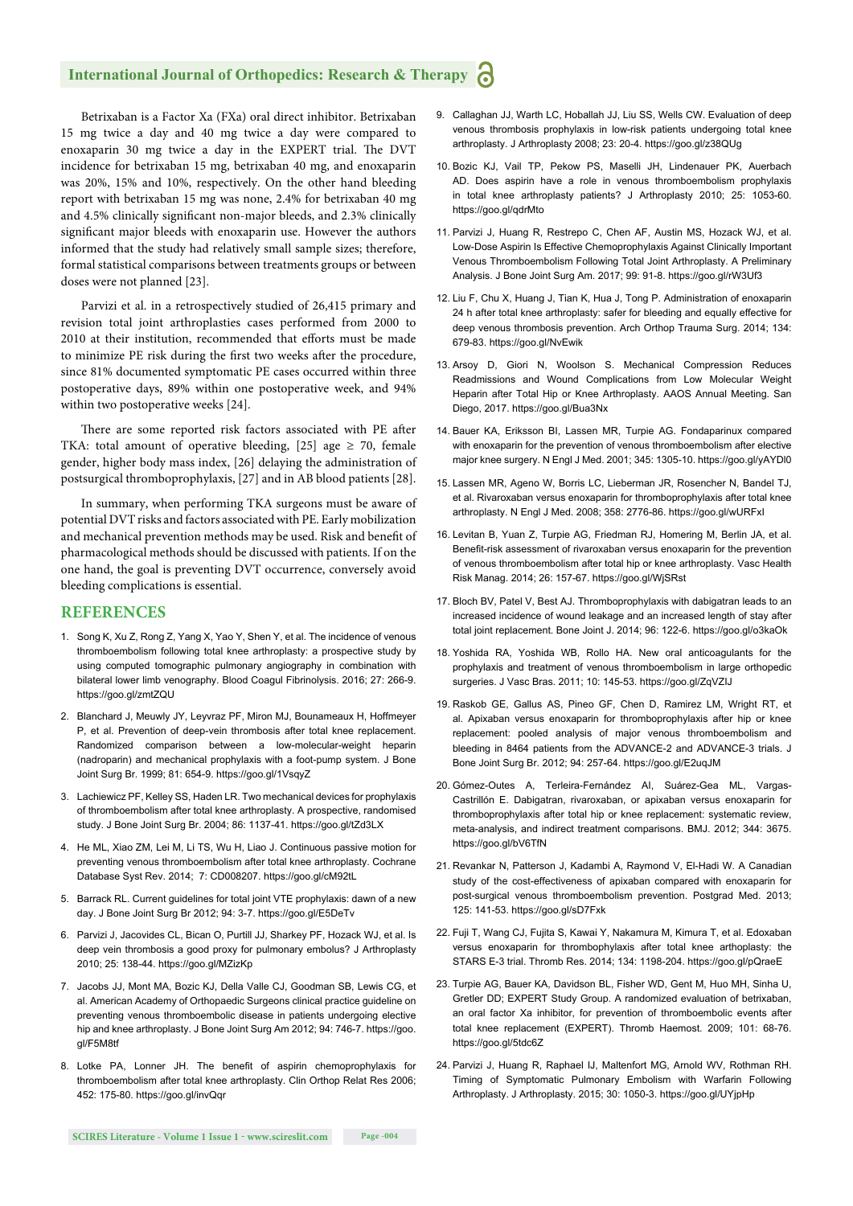Betrixaban is a Factor Xa (FXa) oral direct inhibitor. Betrixaban 15 mg twice a day and 40 mg twice a day were compared to enoxaparin 30 mg twice a day in the EXPERT trial. The DVT incidence for betrixaban 15 mg, betrixaban 40 mg, and enoxaparin was 20%, 15% and 10%, respectively. On the other hand bleeding report with betrixaban 15 mg was none, 2.4% for betrixaban 40 mg and 4.5% clinically significant non-major bleeds, and 2.3% clinically significant major bleeds with enoxaparin use. However the authors informed that the study had relatively small sample sizes; therefore, formal statistical comparisons between treatments groups or between doses were not planned [23].

Parvizi et al. in a retrospectively studied of 26,415 primary and revision total joint arthroplasties cases performed from 2000 to 2010 at their institution, recommended that efforts must be made to minimize PE risk during the first two weeks after the procedure, since 81% documented symptomatic PE cases occurred within three postoperative days, 89% within one postoperative week, and 94% within two postoperative weeks [24].

There are some reported risk factors associated with PE after TKA: total amount of operative bleeding, [25] age ≥ 70, female gender, higher body mass index, [26] delaying the administration of postsurgical thromboprophylaxis, [27] and in AB blood patients [28].

In summary, when performing TKA surgeons must be aware of potential DVT risks and factors associated with PE. Early mobilization and mechanical prevention methods may be used. Risk and benefit of pharmacological methods should be discussed with patients. If on the one hand, the goal is preventing DVT occurrence, conversely avoid bleeding complications is essential.

## REFERENCES

1. Song K, Xu Z, Rong Z, Yang X, Yao Y, Shen Y, et al. The incidence of venous thromboembolism following total knee arthroplasty: a prospective study by using computed tomographic pulmonary angiography in combination with bilateral lower limb venography. Blood Coagul Fibrinolysis. 2016; 27: 266-9. https://goo.gl/zmtZQU
2. Blanchard J, Meuwly JY, Leyvraz PF, Miron MJ, Bounameaux H, Hoffmeyer P, et al. Prevention of deep-vein thrombosis after total knee replacement. Randomized comparison between a low-molecular-weight heparin (nadroparin) and mechanical prophylaxis with a foot-pump system. J Bone Joint Surg Br. 1999; 81: 654-9. https://goo.gl/1VsqyZ
3. Lachiewicz PF, Kelley SS, Haden LR. Two mechanical devices for prophylaxis of thromboembolism after total knee arthroplasty. A prospective, randomised study. J Bone Joint Surg Br. 2004; 86: 1137-41. https://goo.gl/tZd3LX
4. He ML, Xiao ZM, Lei M, Li TS, Wu H, Liao J. Continuous passive motion for preventing venous thromboembolism after total knee arthroplasty. Cochrane Database Syst Rev. 2014; 7: CD008207. https://goo.gl/cM92tL
5. Barrack RL. Current guidelines for total joint VTE prophylaxis: dawn of a new day. J Bone Joint Surg Br 2012; 94: 3-7. https://goo.gl/E5DeTv
6. Parvizi J, Jacovides CL, Bican O, Purtill JJ, Sharkey PF, Hozack WJ, et al. Is deep vein thrombosis a good proxy for pulmonary embolus? J Arthroplasty 2010; 25: 138-44. https://goo.gl/MZizKp
7. Jacobs JJ, Mont MA, Bozic KJ, Della Valle CJ, Goodman SB, Lewis CG, et al. American Academy of Orthopaedic Surgeons clinical practice guideline on preventing venous thromboembolic disease in patients undergoing elective hip and knee arthroplasty. J Bone Joint Surg Am 2012; 94: 746-7. https://goo.gl/F5M8tf
8. Lotke PA, Lonner JH. The benefit of aspirin chemoprophylaxis for thromboembolism after total knee arthroplasty. Clin Orthop Relat Res 2006; 452: 175-80. https://goo.gl/invQqr
9. Callaghan JJ, Warth LC, Hoballah JJ, Liu SS, Wells CW. Evaluation of deep venous thrombosis prophylaxis in low-risk patients undergoing total knee arthroplasty. J Arthroplasty 2008; 23: 20-4. https://goo.gl/z38QUg
10. Bozic KJ, Vail TP, Pekow PS, Maselli JH, Lindenauer PK, Auerbach AD. Does aspirin have a role in venous thromboembolism prophylaxis in total knee arthroplasty patients? J Arthroplasty 2010; 25: 1053-60. https://goo.gl/qdrMto
11. Parvizi J, Huang R, Restrepo C, Chen AF, Austin MS, Hozack WJ, et al. Low-Dose Aspirin Is Effective Chemoprophylaxis Against Clinically Important Venous Thromboembolism Following Total Joint Arthroplasty. A Preliminary Analysis. J Bone Joint Surg Am. 2017; 99: 91-8. https://goo.gl/rW3Uf3
12. Liu F, Chu X, Huang J, Tian K, Hua J, Tong P. Administration of enoxaparin 24 h after total knee arthroplasty: safer for bleeding and equally effective for deep venous thrombosis prevention. Arch Orthop Trauma Surg. 2014; 134: 679-83. https://goo.gl/NvEwik
13. Arsoy D, Giori N, Woolson S. Mechanical Compression Reduces Readmissions and Wound Complications from Low Molecular Weight Heparin after Total Hip or Knee Arthroplasty. AAOS Annual Meeting. San Diego, 2017. https://goo.gl/Bua3Nx
14. Bauer KA, Eriksson BI, Lassen MR, Turpie AG. Fondaparinux compared with enoxaparin for the prevention of venous thromboembolism after elective major knee surgery. N Engl J Med. 2001; 345: 1305-10. https://goo.gl/yAYDl0
15. Lassen MR, Ageno W, Borris LC, Lieberman JR, Rosencher N, Bandel TJ, et al. Rivaroxaban versus enoxaparin for thromboprophylaxis after total knee arthroplasty. N Engl J Med. 2008; 358: 2776-86. https://goo.gl/wURFxl
16. Levitan B, Yuan Z, Turpie AG, Friedman RJ, Homering M, Berlin JA, et al. Benefit-risk assessment of rivaroxaban versus enoxaparin for the prevention of venous thromboembolism after total hip or knee arthroplasty. Vasc Health Risk Manag. 2014; 26: 157-67. https://goo.gl/WjSRst
17. Bloch BV, Patel V, Best AJ. Thromboprophylaxis with dabigatran leads to an increased incidence of wound leakage and an increased length of stay after total joint replacement. Bone Joint J. 2014; 96: 122-6. https://goo.gl/o3kaOk
18. Yoshida RA, Yoshida WB, Rollo HA. New oral anticoagulants for the prophylaxis and treatment of venous thromboembolism in large orthopedic surgeries. J Vasc Bras. 2011; 10: 145-53. https://goo.gl/ZqVZIJ
19. Raskob GE, Gallus AS, Pineo GF, Chen D, Ramirez LM, Wright RT, et al. Apixaban versus enoxaparin for thromboprophylaxis after hip or knee replacement: pooled analysis of major venous thromboembolism and bleeding in 8464 patients from the ADVANCE-2 and ADVANCE-3 trials. J Bone Joint Surg Br. 2012; 94: 257-64. https://goo.gl/E2uqJM
20. Gómez-Outes A, Terleira-Fernández AI, Suárez-Gea ML, Vargas-Castrillón E. Dabigatran, rivaroxaban, or apixaban versus enoxaparin for thromboprophylaxis after total hip or knee replacement: systematic review, meta-analysis, and indirect treatment comparisons. BMJ. 2012; 344: 3675. https://goo.gl/bV6TfN
21. Revankar N, Patterson J, Kadambi A, Raymond V, El-Hadi W. A Canadian study of the cost-effectiveness of apixaban compared with enoxaparin for post-surgical venous thromboembolism prevention. Postgrad Med. 2013; 125: 141-53. https://goo.gl/sD7Fxk
22. Fuji T, Wang CJ, Fujita S, Kawai Y, Nakamura M, Kimura T, et al. Edoxaban versus enoxaparin for thrombophylaxis after total knee arthoplasty: the STARS E-3 trial. Thromb Res. 2014; 134: 1198-204. https://goo.gl/pQraeE
23. Turpie AG, Bauer KA, Davidson BL, Fisher WD, Gent M, Huo MH, Sinha U, Gretler DD; EXPERT Study Group. A randomized evaluation of betrixaban, an oral factor Xa inhibitor, for prevention of thromboembolic events after total knee replacement (EXPERT). Thromb Haemost. 2009; 101: 68-76. https://goo.gl/5tdc6Z
24. Parvizi J, Huang R, Raphael IJ, Maltenfort MG, Arnold WV, Rothman RH. Timing of Symptomatic Pulmonary Embolism with Warfarin Following Arthroplasty. J Arthroplasty. 2015; 30: 1050-3. https://goo.gl/UYjpHp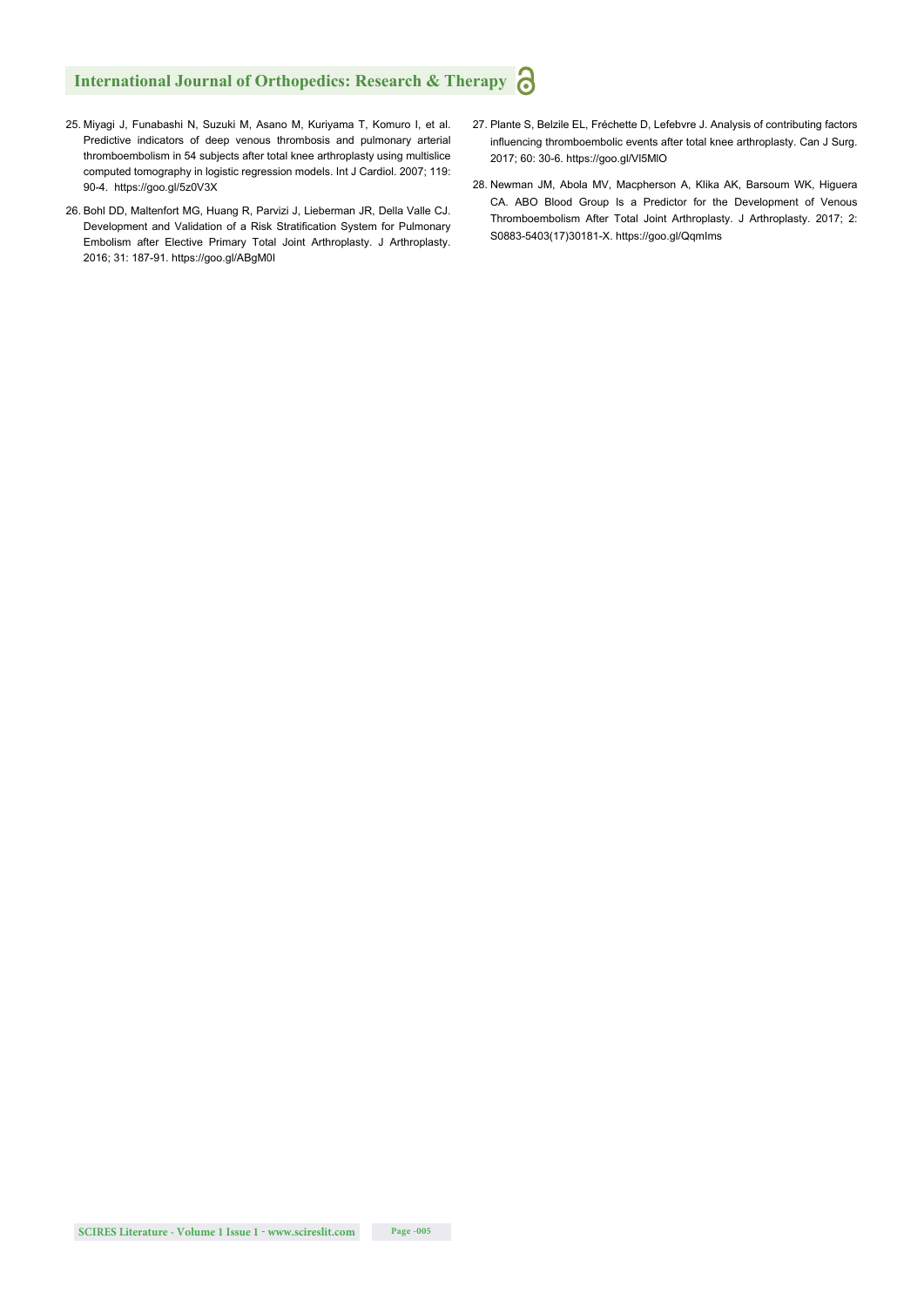25. Miyagi J, Funabashi N, Suzuki M, Asano M, Kuriyama T, Komuro I, et al. Predictive indicators of deep venous thrombosis and pulmonary arterial thromboembolism in 54 subjects after total knee arthroplasty using multislice computed tomography in logistic regression models. Int J Cardiol. 2007; 119: 90-4. https://goo.gl/5z0V3X

26. Bohl DD, Maltenfort MG, Huang R, Parvizi J, Lieberman JR, Della Valle CJ. Development and Validation of a Risk Stratification System for Pulmonary Embolism after Elective Primary Total Joint Arthroplasty. J Arthroplasty. 2016; 31: 187-91. https://goo.gl/ABgM0I

27. Plante S, Belzile EL, Fréchette D, Lefebvre J. Analysis of contributing factors influencing thromboembolic events after total knee arthroplasty. Can J Surg. 2017; 60: 30-6. https://goo.gl/Vl5MlO

28. Newman JM, Abola MV, Macpherson A, Klika AK, Barsoum WK, Higuera CA. ABO Blood Group Is a Predictor for the Development of Venous Thromboembolism After Total Joint Arthroplasty. J Arthroplasty. 2017; 2: S0883-5403(17)30181-X. https://goo.gl/QqmIms